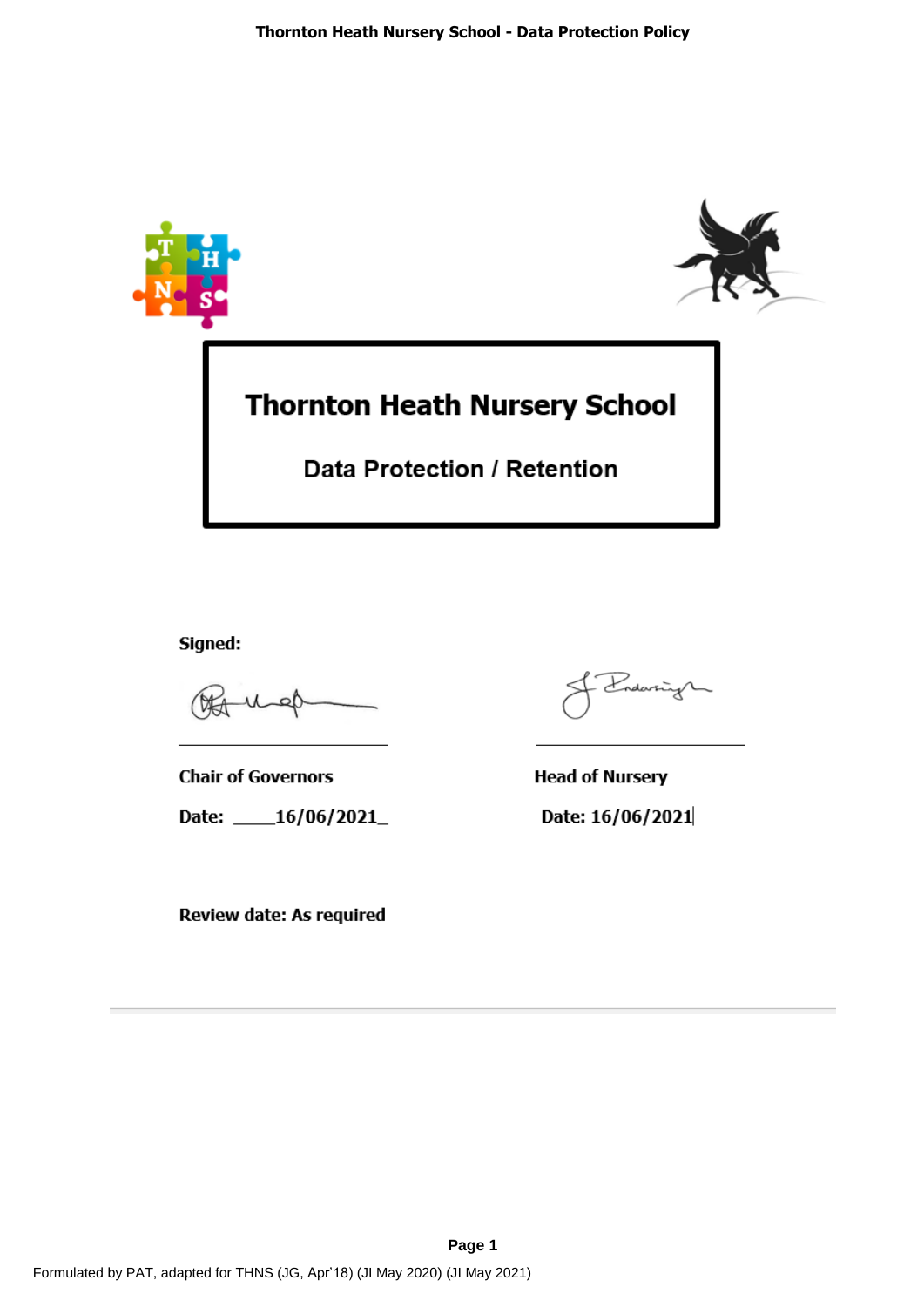# Thornton Heath Nursery School

## Data Protection / Retention

**Signed:**

| | |
|---|---|
| **Chair of Governors** | **Head of Nursery** |
| **Date: \_\_\_\_16/06/2021\_** | **Date: 16/06/2021** |

**Review date: As required**

Formulated by PAT, adapted for THNS (JG, Apr'18) (JI May 2020) (JI May 2021)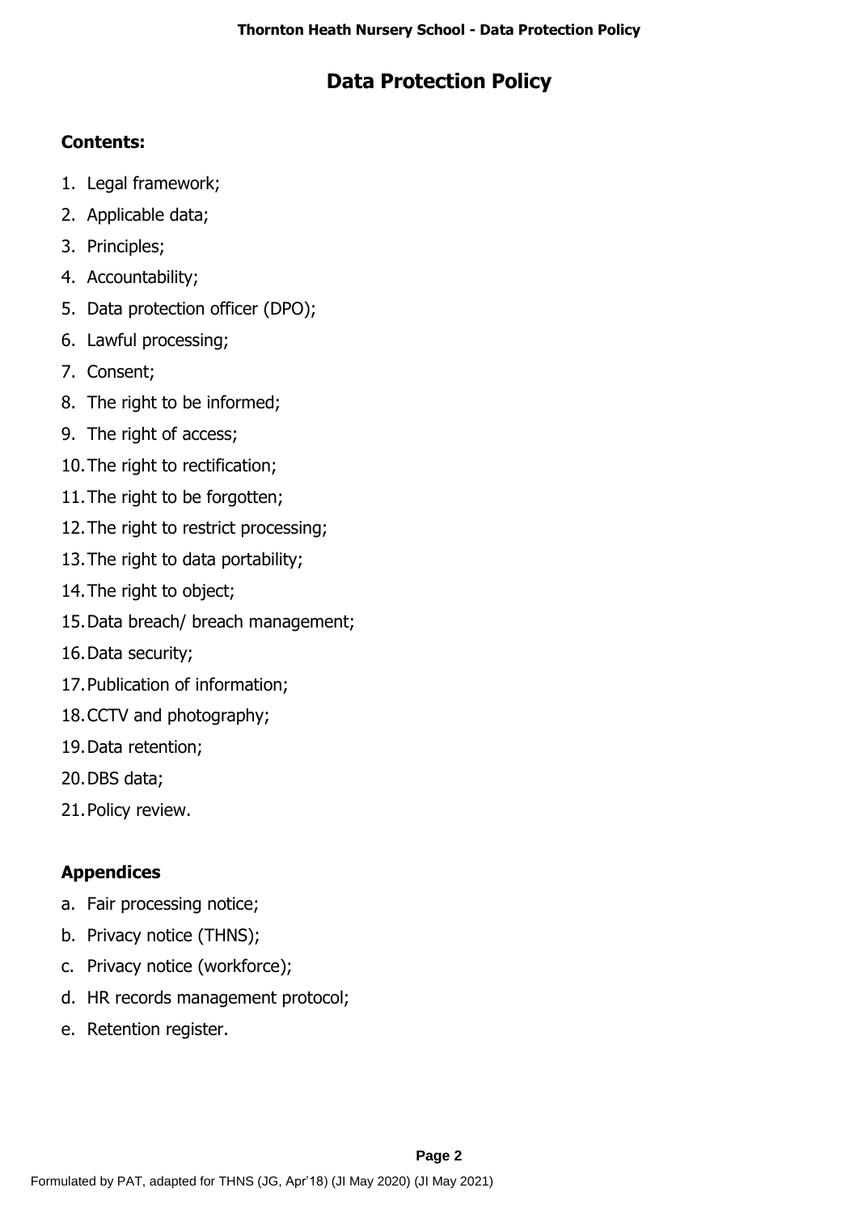# Data Protection Policy

**Contents:**

1. Legal framework;
2. Applicable data;
3. Principles;
4. Accountability;
5. Data protection officer (DPO);
6. Lawful processing;
7. Consent;
8. The right to be informed;
9. The right of access;
10. The right to rectification;
11. The right to be forgotten;
12. The right to restrict processing;
13. The right to data portability;
14. The right to object;
15. Data breach/ breach management;
16. Data security;
17. Publication of information;
18. CCTV and photography;
19. Data retention;
20. DBS data;
21. Policy review.

**Appendices**

a. Fair processing notice;
b. Privacy notice (THNS);
c. Privacy notice (workforce);
d. HR records management protocol;
e. Retention register.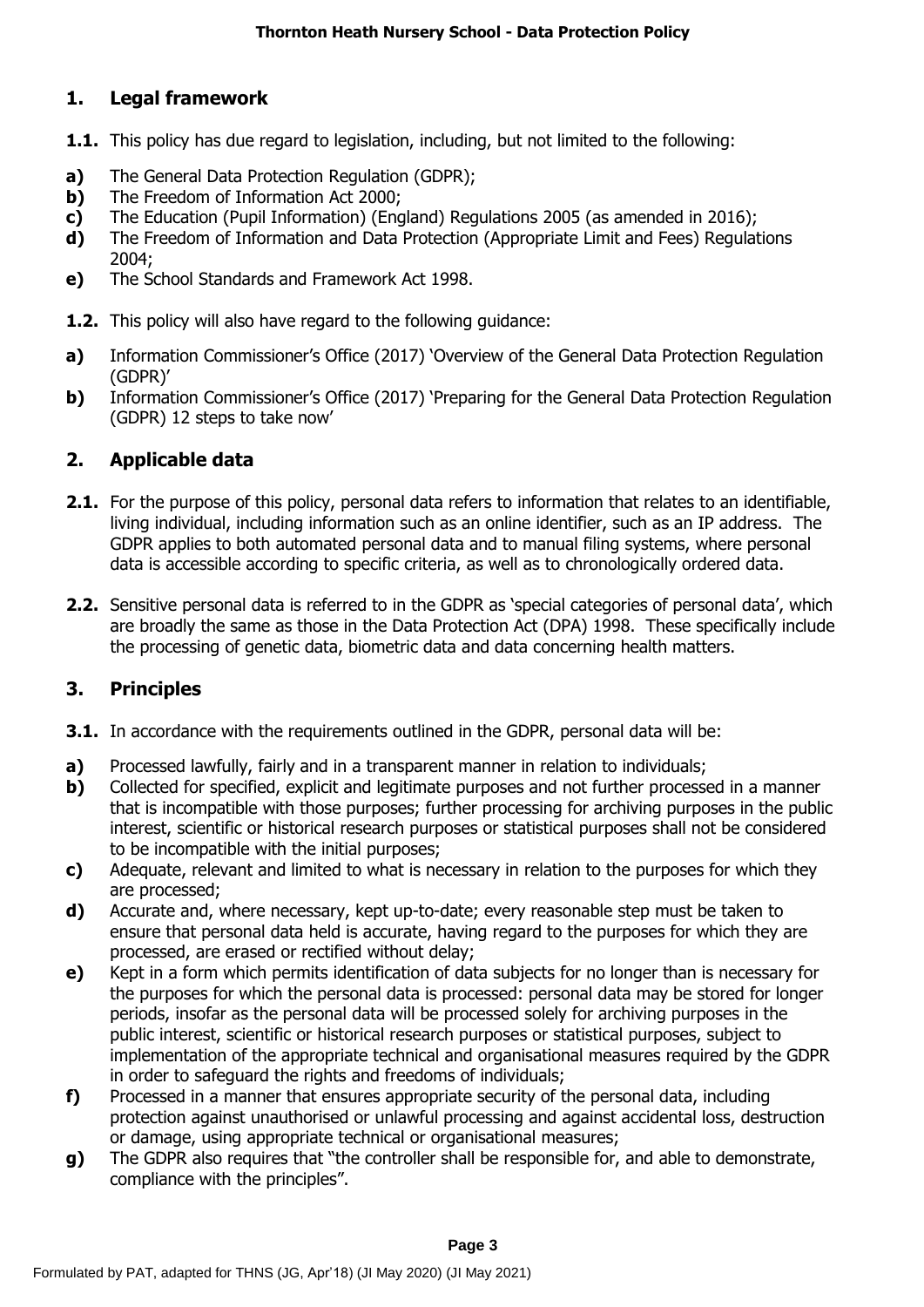## 1. Legal framework

**1.1.** This policy has due regard to legislation, including, but not limited to the following:

**a)** The General Data Protection Regulation (GDPR);
**b)** The Freedom of Information Act 2000;
**c)** The Education (Pupil Information) (England) Regulations 2005 (as amended in 2016);
**d)** The Freedom of Information and Data Protection (Appropriate Limit and Fees) Regulations 2004;
**e)** The School Standards and Framework Act 1998.

**1.2.** This policy will also have regard to the following guidance:

**a)** Information Commissioner's Office (2017) 'Overview of the General Data Protection Regulation (GDPR)'
**b)** Information Commissioner's Office (2017) 'Preparing for the General Data Protection Regulation (GDPR) 12 steps to take now'

## 2. Applicable data

**2.1.** For the purpose of this policy, personal data refers to information that relates to an identifiable, living individual, including information such as an online identifier, such as an IP address. The GDPR applies to both automated personal data and to manual filing systems, where personal data is accessible according to specific criteria, as well as to chronologically ordered data.

**2.2.** Sensitive personal data is referred to in the GDPR as 'special categories of personal data', which are broadly the same as those in the Data Protection Act (DPA) 1998. These specifically include the processing of genetic data, biometric data and data concerning health matters.

## 3. Principles

**3.1.** In accordance with the requirements outlined in the GDPR, personal data will be:

**a)** Processed lawfully, fairly and in a transparent manner in relation to individuals;
**b)** Collected for specified, explicit and legitimate purposes and not further processed in a manner that is incompatible with those purposes; further processing for archiving purposes in the public interest, scientific or historical research purposes or statistical purposes shall not be considered to be incompatible with the initial purposes;
**c)** Adequate, relevant and limited to what is necessary in relation to the purposes for which they are processed;
**d)** Accurate and, where necessary, kept up-to-date; every reasonable step must be taken to ensure that personal data held is accurate, having regard to the purposes for which they are processed, are erased or rectified without delay;
**e)** Kept in a form which permits identification of data subjects for no longer than is necessary for the purposes for which the personal data is processed: personal data may be stored for longer periods, insofar as the personal data will be processed solely for archiving purposes in the public interest, scientific or historical research purposes or statistical purposes, subject to implementation of the appropriate technical and organisational measures required by the GDPR in order to safeguard the rights and freedoms of individuals;
**f)** Processed in a manner that ensures appropriate security of the personal data, including protection against unauthorised or unlawful processing and against accidental loss, destruction or damage, using appropriate technical or organisational measures;
**g)** The GDPR also requires that "the controller shall be responsible for, and able to demonstrate, compliance with the principles".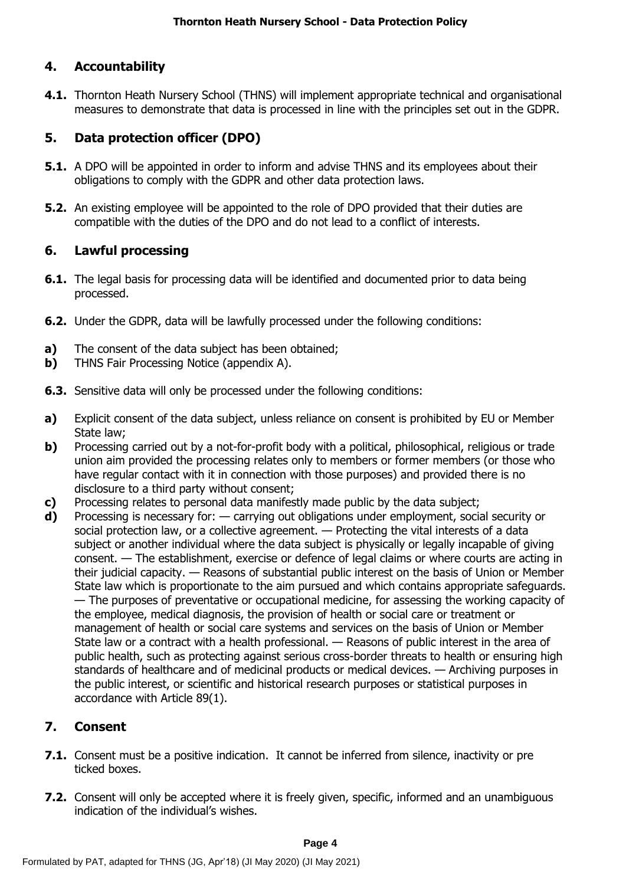## 4. Accountability

**4.1.** Thornton Heath Nursery School (THNS) will implement appropriate technical and organisational measures to demonstrate that data is processed in line with the principles set out in the GDPR.

## 5. Data protection officer (DPO)

**5.1.** A DPO will be appointed in order to inform and advise THNS and its employees about their obligations to comply with the GDPR and other data protection laws.

**5.2.** An existing employee will be appointed to the role of DPO provided that their duties are compatible with the duties of the DPO and do not lead to a conflict of interests.

## 6. Lawful processing

**6.1.** The legal basis for processing data will be identified and documented prior to data being processed.

**6.2.** Under the GDPR, data will be lawfully processed under the following conditions:

**a)** The consent of the data subject has been obtained;
**b)** THNS Fair Processing Notice (appendix A).

**6.3.** Sensitive data will only be processed under the following conditions:

**a)** Explicit consent of the data subject, unless reliance on consent is prohibited by EU or Member State law;
**b)** Processing carried out by a not-for-profit body with a political, philosophical, religious or trade union aim provided the processing relates only to members or former members (or those who have regular contact with it in connection with those purposes) and provided there is no disclosure to a third party without consent;
**c)** Processing relates to personal data manifestly made public by the data subject;
**d)** Processing is necessary for: — carrying out obligations under employment, social security or social protection law, or a collective agreement. — Protecting the vital interests of a data subject or another individual where the data subject is physically or legally incapable of giving consent. — The establishment, exercise or defence of legal claims or where courts are acting in their judicial capacity. — Reasons of substantial public interest on the basis of Union or Member State law which is proportionate to the aim pursued and which contains appropriate safeguards. — The purposes of preventative or occupational medicine, for assessing the working capacity of the employee, medical diagnosis, the provision of health or social care or treatment or management of health or social care systems and services on the basis of Union or Member State law or a contract with a health professional. — Reasons of public interest in the area of public health, such as protecting against serious cross-border threats to health or ensuring high standards of healthcare and of medicinal products or medical devices. — Archiving purposes in the public interest, or scientific and historical research purposes or statistical purposes in accordance with Article 89(1).

## 7. Consent

**7.1.** Consent must be a positive indication. It cannot be inferred from silence, inactivity or pre ticked boxes.

**7.2.** Consent will only be accepted where it is freely given, specific, informed and an unambiguous indication of the individual's wishes.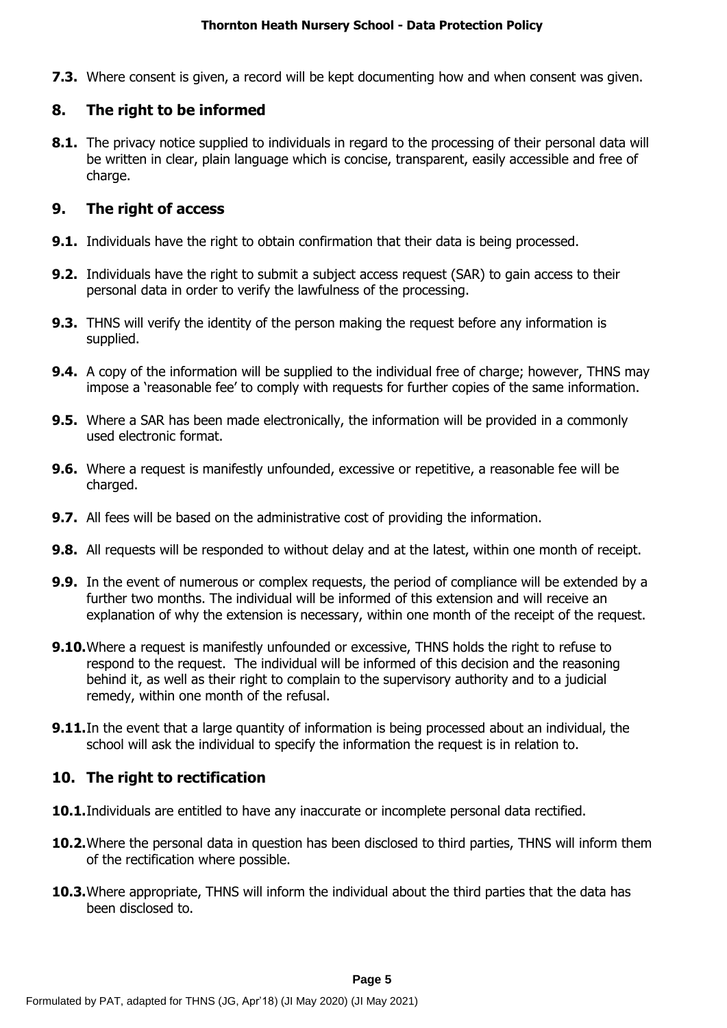**7.3.** Where consent is given, a record will be kept documenting how and when consent was given.

## 8. The right to be informed

**8.1.** The privacy notice supplied to individuals in regard to the processing of their personal data will be written in clear, plain language which is concise, transparent, easily accessible and free of charge.

## 9. The right of access

**9.1.** Individuals have the right to obtain confirmation that their data is being processed.

**9.2.** Individuals have the right to submit a subject access request (SAR) to gain access to their personal data in order to verify the lawfulness of the processing.

**9.3.** THNS will verify the identity of the person making the request before any information is supplied.

**9.4.** A copy of the information will be supplied to the individual free of charge; however, THNS may impose a 'reasonable fee' to comply with requests for further copies of the same information.

**9.5.** Where a SAR has been made electronically, the information will be provided in a commonly used electronic format.

**9.6.** Where a request is manifestly unfounded, excessive or repetitive, a reasonable fee will be charged.

**9.7.** All fees will be based on the administrative cost of providing the information.

**9.8.** All requests will be responded to without delay and at the latest, within one month of receipt.

**9.9.** In the event of numerous or complex requests, the period of compliance will be extended by a further two months. The individual will be informed of this extension and will receive an explanation of why the extension is necessary, within one month of the receipt of the request.

**9.10.** Where a request is manifestly unfounded or excessive, THNS holds the right to refuse to respond to the request. The individual will be informed of this decision and the reasoning behind it, as well as their right to complain to the supervisory authority and to a judicial remedy, within one month of the refusal.

**9.11.** In the event that a large quantity of information is being processed about an individual, the school will ask the individual to specify the information the request is in relation to.

## 10. The right to rectification

**10.1.** Individuals are entitled to have any inaccurate or incomplete personal data rectified.

**10.2.** Where the personal data in question has been disclosed to third parties, THNS will inform them of the rectification where possible.

**10.3.** Where appropriate, THNS will inform the individual about the third parties that the data has been disclosed to.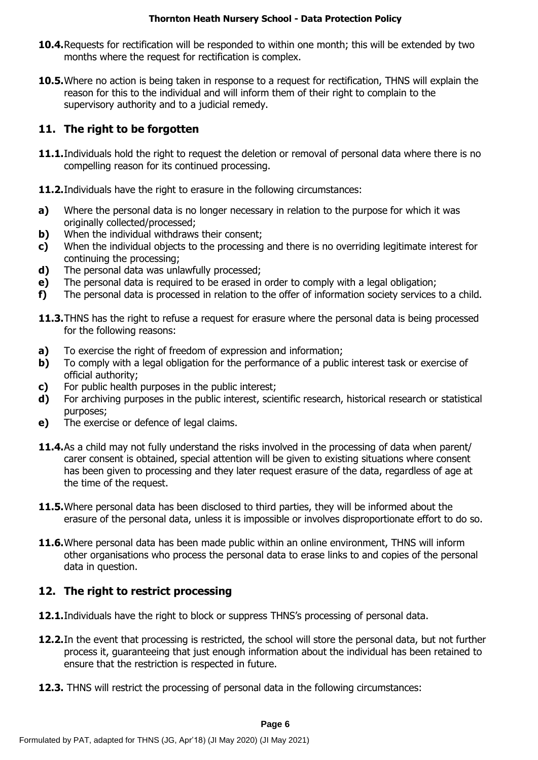**10.4.** Requests for rectification will be responded to within one month; this will be extended by two months where the request for rectification is complex.

**10.5.** Where no action is being taken in response to a request for rectification, THNS will explain the reason for this to the individual and will inform them of their right to complain to the supervisory authority and to a judicial remedy.

## 11. The right to be forgotten

**11.1.** Individuals hold the right to request the deletion or removal of personal data where there is no compelling reason for its continued processing.

**11.2.** Individuals have the right to erasure in the following circumstances:

**a)** Where the personal data is no longer necessary in relation to the purpose for which it was originally collected/processed;
**b)** When the individual withdraws their consent;
**c)** When the individual objects to the processing and there is no overriding legitimate interest for continuing the processing;
**d)** The personal data was unlawfully processed;
**e)** The personal data is required to be erased in order to comply with a legal obligation;
**f)** The personal data is processed in relation to the offer of information society services to a child.

**11.3.** THNS has the right to refuse a request for erasure where the personal data is being processed for the following reasons:

**a)** To exercise the right of freedom of expression and information;
**b)** To comply with a legal obligation for the performance of a public interest task or exercise of official authority;
**c)** For public health purposes in the public interest;
**d)** For archiving purposes in the public interest, scientific research, historical research or statistical purposes;
**e)** The exercise or defence of legal claims.

**11.4.** As a child may not fully understand the risks involved in the processing of data when parent/ carer consent is obtained, special attention will be given to existing situations where consent has been given to processing and they later request erasure of the data, regardless of age at the time of the request.

**11.5.** Where personal data has been disclosed to third parties, they will be informed about the erasure of the personal data, unless it is impossible or involves disproportionate effort to do so.

**11.6.** Where personal data has been made public within an online environment, THNS will inform other organisations who process the personal data to erase links to and copies of the personal data in question.

## 12. The right to restrict processing

**12.1.** Individuals have the right to block or suppress THNS's processing of personal data.

**12.2.** In the event that processing is restricted, the school will store the personal data, but not further process it, guaranteeing that just enough information about the individual has been retained to ensure that the restriction is respected in future.

**12.3.** THNS will restrict the processing of personal data in the following circumstances: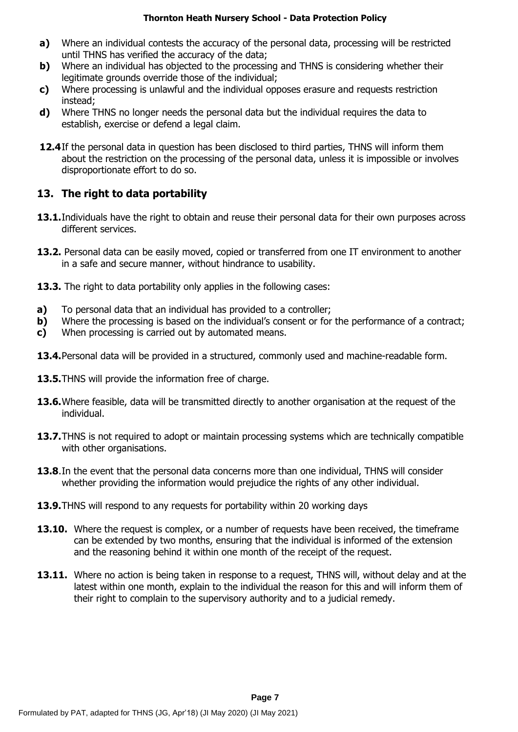- **a)** Where an individual contests the accuracy of the personal data, processing will be restricted until THNS has verified the accuracy of the data;
- **b)** Where an individual has objected to the processing and THNS is considering whether their legitimate grounds override those of the individual;
- **c)** Where processing is unlawful and the individual opposes erasure and requests restriction instead;
- **d)** Where THNS no longer needs the personal data but the individual requires the data to establish, exercise or defend a legal claim.

**12.4** If the personal data in question has been disclosed to third parties, THNS will inform them about the restriction on the processing of the personal data, unless it is impossible or involves disproportionate effort to do so.

## 13. The right to data portability

**13.1.** Individuals have the right to obtain and reuse their personal data for their own purposes across different services.

**13.2.** Personal data can be easily moved, copied or transferred from one IT environment to another in a safe and secure manner, without hindrance to usability.

**13.3.** The right to data portability only applies in the following cases:

- **a)** To personal data that an individual has provided to a controller;
- **b)** Where the processing is based on the individual's consent or for the performance of a contract;
- **c)** When processing is carried out by automated means.

**13.4.** Personal data will be provided in a structured, commonly used and machine-readable form.

**13.5.** THNS will provide the information free of charge.

**13.6.** Where feasible, data will be transmitted directly to another organisation at the request of the individual.

**13.7.** THNS is not required to adopt or maintain processing systems which are technically compatible with other organisations.

**13.8**. In the event that the personal data concerns more than one individual, THNS will consider whether providing the information would prejudice the rights of any other individual.

**13.9.** THNS will respond to any requests for portability within 20 working days

**13.10.** Where the request is complex, or a number of requests have been received, the timeframe can be extended by two months, ensuring that the individual is informed of the extension and the reasoning behind it within one month of the receipt of the request.

**13.11.** Where no action is being taken in response to a request, THNS will, without delay and at the latest within one month, explain to the individual the reason for this and will inform them of their right to complain to the supervisory authority and to a judicial remedy.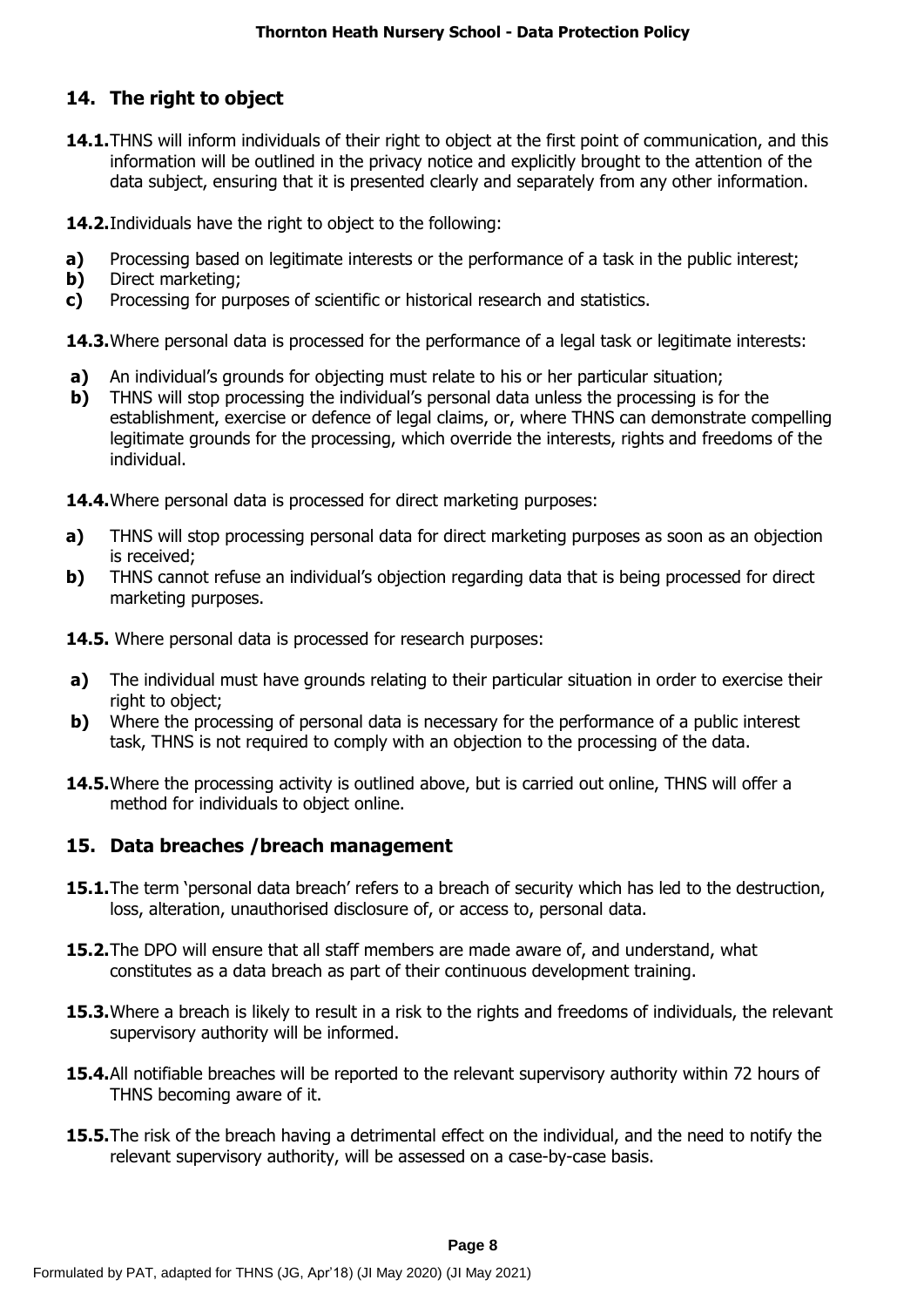## 14. The right to object

**14.1.** THNS will inform individuals of their right to object at the first point of communication, and this information will be outlined in the privacy notice and explicitly brought to the attention of the data subject, ensuring that it is presented clearly and separately from any other information.

**14.2.** Individuals have the right to object to the following:

**a)** Processing based on legitimate interests or the performance of a task in the public interest;
**b)** Direct marketing;
**c)** Processing for purposes of scientific or historical research and statistics.

**14.3.** Where personal data is processed for the performance of a legal task or legitimate interests:

**a)** An individual's grounds for objecting must relate to his or her particular situation;
**b)** THNS will stop processing the individual's personal data unless the processing is for the establishment, exercise or defence of legal claims, or, where THNS can demonstrate compelling legitimate grounds for the processing, which override the interests, rights and freedoms of the individual.

**14.4.** Where personal data is processed for direct marketing purposes:

**a)** THNS will stop processing personal data for direct marketing purposes as soon as an objection is received;
**b)** THNS cannot refuse an individual's objection regarding data that is being processed for direct marketing purposes.

**14.5.** Where personal data is processed for research purposes:

**a)** The individual must have grounds relating to their particular situation in order to exercise their right to object;
**b)** Where the processing of personal data is necessary for the performance of a public interest task, THNS is not required to comply with an objection to the processing of the data.

**14.5.** Where the processing activity is outlined above, but is carried out online, THNS will offer a method for individuals to object online.

## 15. Data breaches /breach management

**15.1.** The term 'personal data breach' refers to a breach of security which has led to the destruction, loss, alteration, unauthorised disclosure of, or access to, personal data.

**15.2.** The DPO will ensure that all staff members are made aware of, and understand, what constitutes as a data breach as part of their continuous development training.

**15.3.** Where a breach is likely to result in a risk to the rights and freedoms of individuals, the relevant supervisory authority will be informed.

**15.4.** All notifiable breaches will be reported to the relevant supervisory authority within 72 hours of THNS becoming aware of it.

**15.5.** The risk of the breach having a detrimental effect on the individual, and the need to notify the relevant supervisory authority, will be assessed on a case-by-case basis.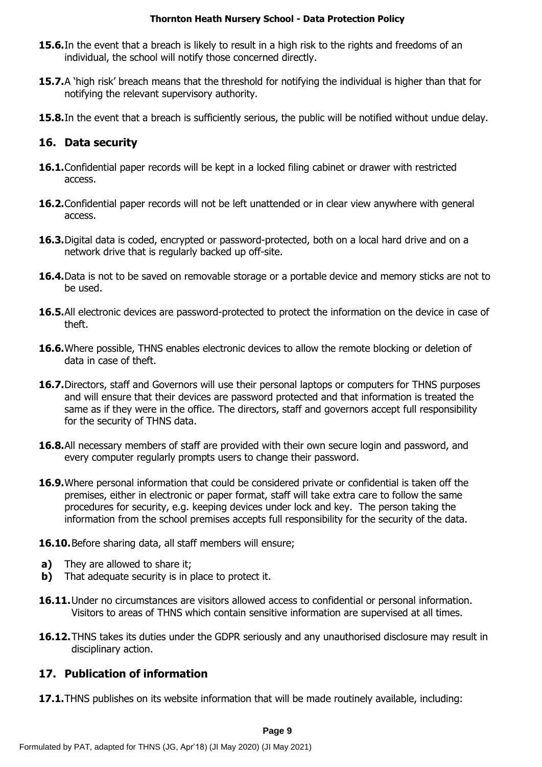**15.6.** In the event that a breach is likely to result in a high risk to the rights and freedoms of an individual, the school will notify those concerned directly.

**15.7.** A 'high risk' breach means that the threshold for notifying the individual is higher than that for notifying the relevant supervisory authority.

**15.8.** In the event that a breach is sufficiently serious, the public will be notified without undue delay.

## 16. Data security

**16.1.** Confidential paper records will be kept in a locked filing cabinet or drawer with restricted access.

**16.2.** Confidential paper records will not be left unattended or in clear view anywhere with general access.

**16.3.** Digital data is coded, encrypted or password-protected, both on a local hard drive and on a network drive that is regularly backed up off-site.

**16.4.** Data is not to be saved on removable storage or a portable device and memory sticks are not to be used.

**16.5.** All electronic devices are password-protected to protect the information on the device in case of theft.

**16.6.** Where possible, THNS enables electronic devices to allow the remote blocking or deletion of data in case of theft.

**16.7.** Directors, staff and Governors will use their personal laptops or computers for THNS purposes and will ensure that their devices are password protected and that information is treated the same as if they were in the office. The directors, staff and governors accept full responsibility for the security of THNS data.

**16.8.** All necessary members of staff are provided with their own secure login and password, and every computer regularly prompts users to change their password.

**16.9.** Where personal information that could be considered private or confidential is taken off the premises, either in electronic or paper format, staff will take extra care to follow the same procedures for security, e.g. keeping devices under lock and key. The person taking the information from the school premises accepts full responsibility for the security of the data.

**16.10.** Before sharing data, all staff members will ensure;

- **a)** They are allowed to share it;
- **b)** That adequate security is in place to protect it.

**16.11.** Under no circumstances are visitors allowed access to confidential or personal information. Visitors to areas of THNS which contain sensitive information are supervised at all times.

**16.12.** THNS takes its duties under the GDPR seriously and any unauthorised disclosure may result in disciplinary action.

## 17. Publication of information

**17.1.** THNS publishes on its website information that will be made routinely available, including:

Formulated by PAT, adapted for THNS (JG, Apr'18) (JI May 2020) (JI May 2021)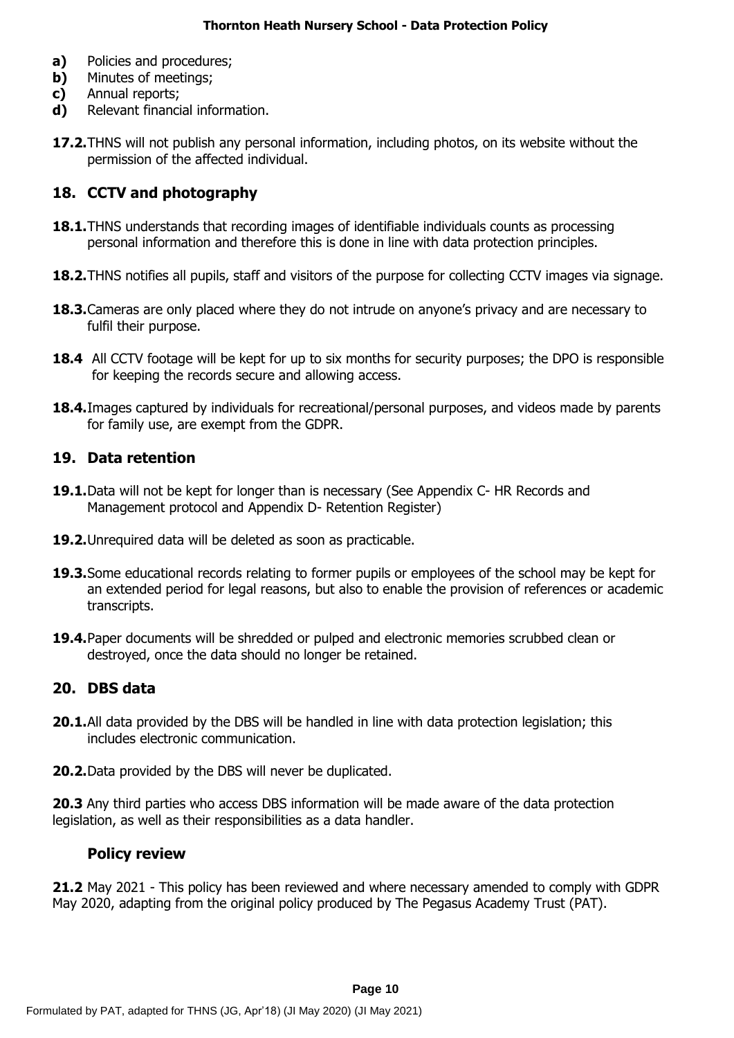**a)** Policies and procedures;
**b)** Minutes of meetings;
**c)** Annual reports;
**d)** Relevant financial information.

**17.2.** THNS will not publish any personal information, including photos, on its website without the permission of the affected individual.

## 18. CCTV and photography

**18.1.** THNS understands that recording images of identifiable individuals counts as processing personal information and therefore this is done in line with data protection principles.

**18.2.** THNS notifies all pupils, staff and visitors of the purpose for collecting CCTV images via signage.

**18.3.** Cameras are only placed where they do not intrude on anyone's privacy and are necessary to fulfil their purpose.

**18.4** All CCTV footage will be kept for up to six months for security purposes; the DPO is responsible for keeping the records secure and allowing access.

**18.4.** Images captured by individuals for recreational/personal purposes, and videos made by parents for family use, are exempt from the GDPR.

## 19. Data retention

**19.1.** Data will not be kept for longer than is necessary (See Appendix C- HR Records and Management protocol and Appendix D- Retention Register)

**19.2.** Unrequired data will be deleted as soon as practicable.

**19.3.** Some educational records relating to former pupils or employees of the school may be kept for an extended period for legal reasons, but also to enable the provision of references or academic transcripts.

**19.4.** Paper documents will be shredded or pulped and electronic memories scrubbed clean or destroyed, once the data should no longer be retained.

## 20. DBS data

**20.1.** All data provided by the DBS will be handled in line with data protection legislation; this includes electronic communication.

**20.2.** Data provided by the DBS will never be duplicated.

**20.3** Any third parties who access DBS information will be made aware of the data protection legislation, as well as their responsibilities as a data handler.

## Policy review

**21.2** May 2021 - This policy has been reviewed and where necessary amended to comply with GDPR May 2020, adapting from the original policy produced by The Pegasus Academy Trust (PAT).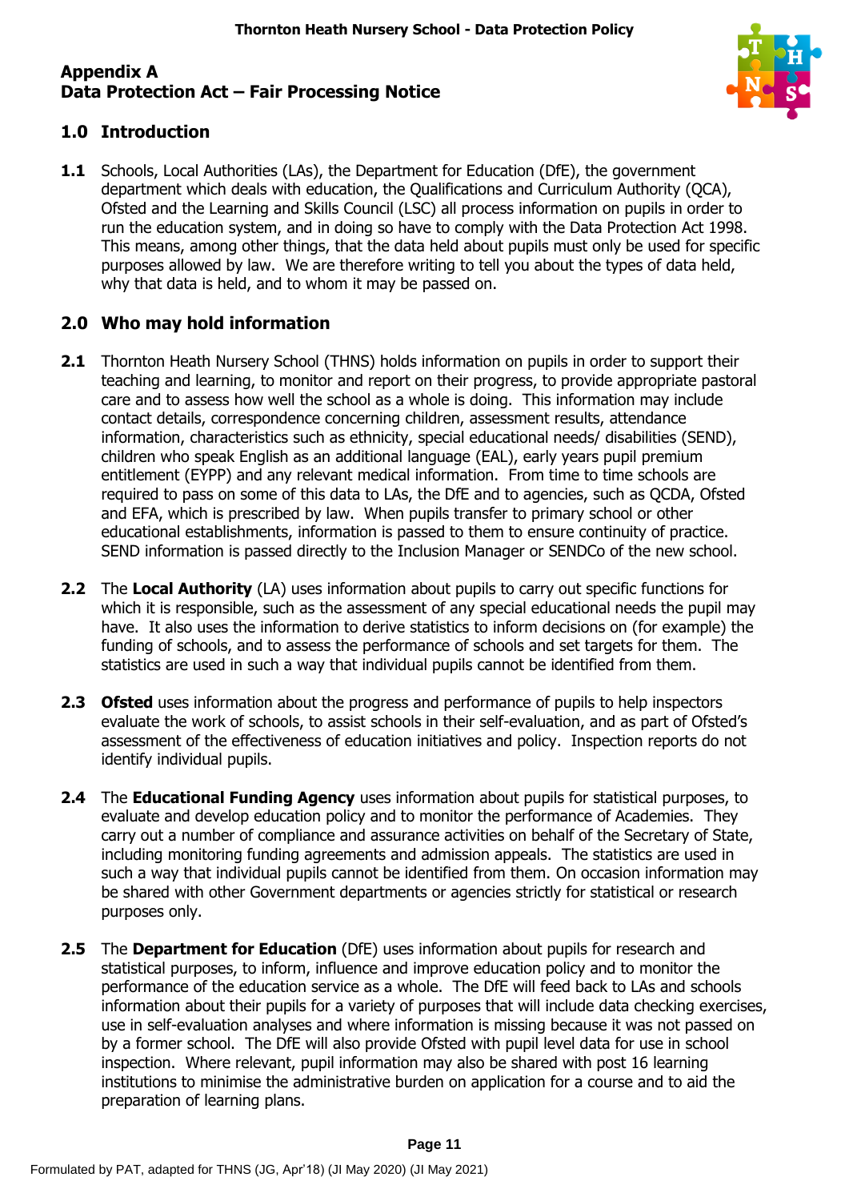# Appendix A
# Data Protection Act – Fair Processing Notice

## 1.0 Introduction

**1.1** Schools, Local Authorities (LAs), the Department for Education (DfE), the government department which deals with education, the Qualifications and Curriculum Authority (QCA), Ofsted and the Learning and Skills Council (LSC) all process information on pupils in order to run the education system, and in doing so have to comply with the Data Protection Act 1998. This means, among other things, that the data held about pupils must only be used for specific purposes allowed by law. We are therefore writing to tell you about the types of data held, why that data is held, and to whom it may be passed on.

## 2.0 Who may hold information

**2.1** Thornton Heath Nursery School (THNS) holds information on pupils in order to support their teaching and learning, to monitor and report on their progress, to provide appropriate pastoral care and to assess how well the school as a whole is doing. This information may include contact details, correspondence concerning children, assessment results, attendance information, characteristics such as ethnicity, special educational needs/ disabilities (SEND), children who speak English as an additional language (EAL), early years pupil premium entitlement (EYPP) and any relevant medical information. From time to time schools are required to pass on some of this data to LAs, the DfE and to agencies, such as QCDA, Ofsted and EFA, which is prescribed by law. When pupils transfer to primary school or other educational establishments, information is passed to them to ensure continuity of practice. SEND information is passed directly to the Inclusion Manager or SENDCo of the new school.

**2.2** The **Local Authority** (LA) uses information about pupils to carry out specific functions for which it is responsible, such as the assessment of any special educational needs the pupil may have. It also uses the information to derive statistics to inform decisions on (for example) the funding of schools, and to assess the performance of schools and set targets for them. The statistics are used in such a way that individual pupils cannot be identified from them.

**2.3** **Ofsted** uses information about the progress and performance of pupils to help inspectors evaluate the work of schools, to assist schools in their self-evaluation, and as part of Ofsted's assessment of the effectiveness of education initiatives and policy. Inspection reports do not identify individual pupils.

**2.4** The **Educational Funding Agency** uses information about pupils for statistical purposes, to evaluate and develop education policy and to monitor the performance of Academies. They carry out a number of compliance and assurance activities on behalf of the Secretary of State, including monitoring funding agreements and admission appeals. The statistics are used in such a way that individual pupils cannot be identified from them. On occasion information may be shared with other Government departments or agencies strictly for statistical or research purposes only.

**2.5** The **Department for Education** (DfE) uses information about pupils for research and statistical purposes, to inform, influence and improve education policy and to monitor the performance of the education service as a whole. The DfE will feed back to LAs and schools information about their pupils for a variety of purposes that will include data checking exercises, use in self-evaluation analyses and where information is missing because it was not passed on by a former school. The DfE will also provide Ofsted with pupil level data for use in school inspection. Where relevant, pupil information may also be shared with post 16 learning institutions to minimise the administrative burden on application for a course and to aid the preparation of learning plans.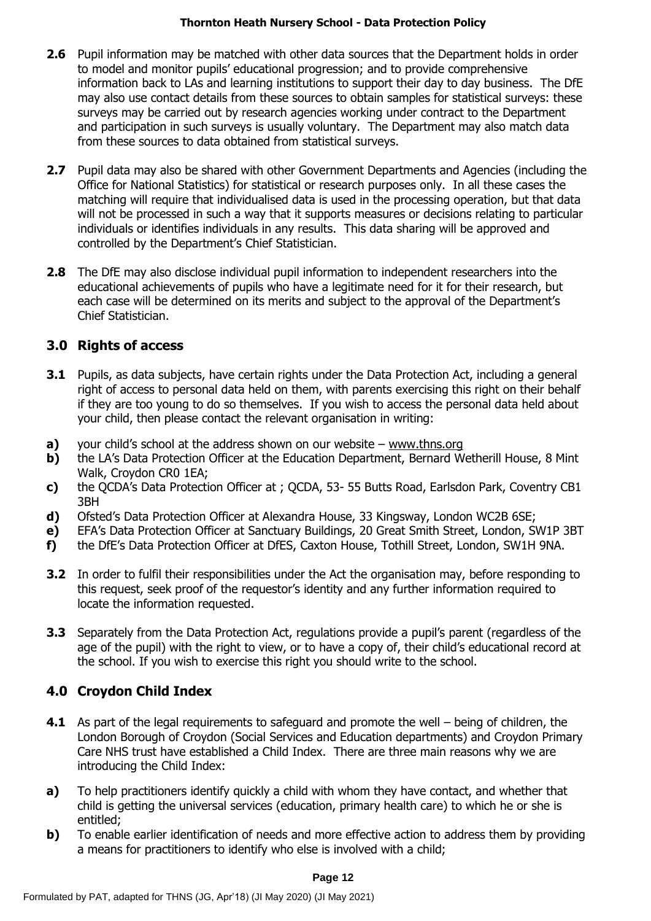**2.6** Pupil information may be matched with other data sources that the Department holds in order to model and monitor pupils' educational progression; and to provide comprehensive information back to LAs and learning institutions to support their day to day business. The DfE may also use contact details from these sources to obtain samples for statistical surveys: these surveys may be carried out by research agencies working under contract to the Department and participation in such surveys is usually voluntary. The Department may also match data from these sources to data obtained from statistical surveys.

**2.7** Pupil data may also be shared with other Government Departments and Agencies (including the Office for National Statistics) for statistical or research purposes only. In all these cases the matching will require that individualised data is used in the processing operation, but that data will not be processed in such a way that it supports measures or decisions relating to particular individuals or identifies individuals in any results. This data sharing will be approved and controlled by the Department's Chief Statistician.

**2.8** The DfE may also disclose individual pupil information to independent researchers into the educational achievements of pupils who have a legitimate need for it for their research, but each case will be determined on its merits and subject to the approval of the Department's Chief Statistician.

## 3.0 Rights of access

**3.1** Pupils, as data subjects, have certain rights under the Data Protection Act, including a general right of access to personal data held on them, with parents exercising this right on their behalf if they are too young to do so themselves. If you wish to access the personal data held about your child, then please contact the relevant organisation in writing:

**a)** your child's school at the address shown on our website – www.thns.org

**b)** the LA's Data Protection Officer at the Education Department, Bernard Wetherill House, 8 Mint Walk, Croydon CR0 1EA;

**c)** the QCDA's Data Protection Officer at ; QCDA, 53- 55 Butts Road, Earlsdon Park, Coventry CB1 3BH

**d)** Ofsted's Data Protection Officer at Alexandra House, 33 Kingsway, London WC2B 6SE;

**e)** EFA's Data Protection Officer at Sanctuary Buildings, 20 Great Smith Street, London, SW1P 3BT

**f)** the DfE's Data Protection Officer at DfES, Caxton House, Tothill Street, London, SW1H 9NA.

**3.2** In order to fulfil their responsibilities under the Act the organisation may, before responding to this request, seek proof of the requestor's identity and any further information required to locate the information requested.

**3.3** Separately from the Data Protection Act, regulations provide a pupil's parent (regardless of the age of the pupil) with the right to view, or to have a copy of, their child's educational record at the school. If you wish to exercise this right you should write to the school.

## 4.0 Croydon Child Index

**4.1** As part of the legal requirements to safeguard and promote the well – being of children, the London Borough of Croydon (Social Services and Education departments) and Croydon Primary Care NHS trust have established a Child Index. There are three main reasons why we are introducing the Child Index:

**a)** To help practitioners identify quickly a child with whom they have contact, and whether that child is getting the universal services (education, primary health care) to which he or she is entitled;

**b)** To enable earlier identification of needs and more effective action to address them by providing a means for practitioners to identify who else is involved with a child;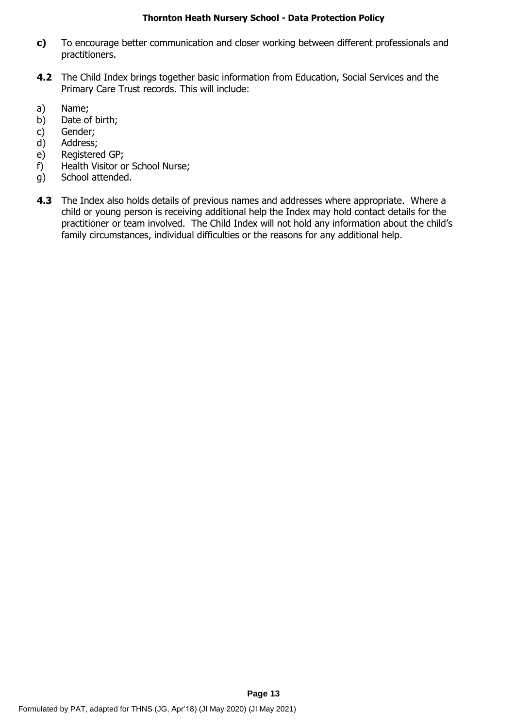**c)** To encourage better communication and closer working between different professionals and practitioners.

**4.2** The Child Index brings together basic information from Education, Social Services and the Primary Care Trust records. This will include:

a) Name;
b) Date of birth;
c) Gender;
d) Address;
e) Registered GP;
f) Health Visitor or School Nurse;
g) School attended.

**4.3** The Index also holds details of previous names and addresses where appropriate. Where a child or young person is receiving additional help the Index may hold contact details for the practitioner or team involved. The Child Index will not hold any information about the child's family circumstances, individual difficulties or the reasons for any additional help.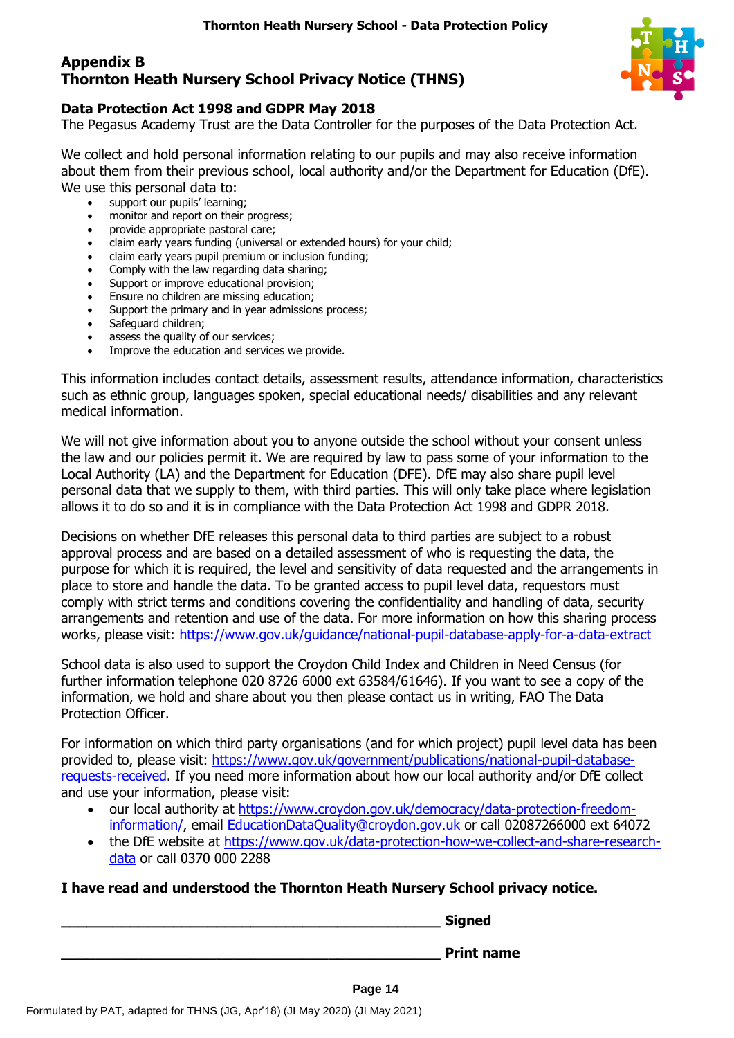## Appendix B
## Thornton Heath Nursery School Privacy Notice (THNS)

### Data Protection Act 1998 and GDPR May 2018

The Pegasus Academy Trust are the Data Controller for the purposes of the Data Protection Act.

We collect and hold personal information relating to our pupils and may also receive information about them from their previous school, local authority and/or the Department for Education (DfE). We use this personal data to:

- support our pupils' learning;
- monitor and report on their progress;
- provide appropriate pastoral care;
- claim early years funding (universal or extended hours) for your child;
- claim early years pupil premium or inclusion funding;
- Comply with the law regarding data sharing;
- Support or improve educational provision;
- Ensure no children are missing education;
- Support the primary and in year admissions process;
- Safeguard children;
- assess the quality of our services;
- Improve the education and services we provide.

This information includes contact details, assessment results, attendance information, characteristics such as ethnic group, languages spoken, special educational needs/ disabilities and any relevant medical information.

We will not give information about you to anyone outside the school without your consent unless the law and our policies permit it. We are required by law to pass some of your information to the Local Authority (LA) and the Department for Education (DFE). DfE may also share pupil level personal data that we supply to them, with third parties. This will only take place where legislation allows it to do so and it is in compliance with the Data Protection Act 1998 and GDPR 2018.

Decisions on whether DfE releases this personal data to third parties are subject to a robust approval process and are based on a detailed assessment of who is requesting the data, the purpose for which it is required, the level and sensitivity of data requested and the arrangements in place to store and handle the data. To be granted access to pupil level data, requestors must comply with strict terms and conditions covering the confidentiality and handling of data, security arrangements and retention and use of the data. For more information on how this sharing process works, please visit: https://www.gov.uk/guidance/national-pupil-database-apply-for-a-data-extract

School data is also used to support the Croydon Child Index and Children in Need Census (for further information telephone 020 8726 6000 ext 63584/61646). If you want to see a copy of the information, we hold and share about you then please contact us in writing, FAO The Data Protection Officer.

For information on which third party organisations (and for which project) pupil level data has been provided to, please visit: https://www.gov.uk/government/publications/national-pupil-database-requests-received. If you need more information about how our local authority and/or DfE collect and use your information, please visit:

- our local authority at https://www.croydon.gov.uk/democracy/data-protection-freedom-information/, email EducationDataQuality@croydon.gov.uk or call 02087266000 ext 64072
- the DfE website at https://www.gov.uk/data-protection-how-we-collect-and-share-research-data or call 0370 000 2288

**I have read and understood the Thornton Heath Nursery School privacy notice.**

\_\_\_\_\_\_\_\_\_\_\_\_\_\_\_\_\_\_\_\_\_\_\_\_\_\_\_\_\_\_\_\_\_\_\_\_\_\_\_\_\_\_\_\_ **Signed**

\_\_\_\_\_\_\_\_\_\_\_\_\_\_\_\_\_\_\_\_\_\_\_\_\_\_\_\_\_\_\_\_\_\_\_\_\_\_\_\_\_\_\_\_ **Print name**

Formulated by PAT, adapted for THNS (JG, Apr'18) (JI May 2020) (JI May 2021)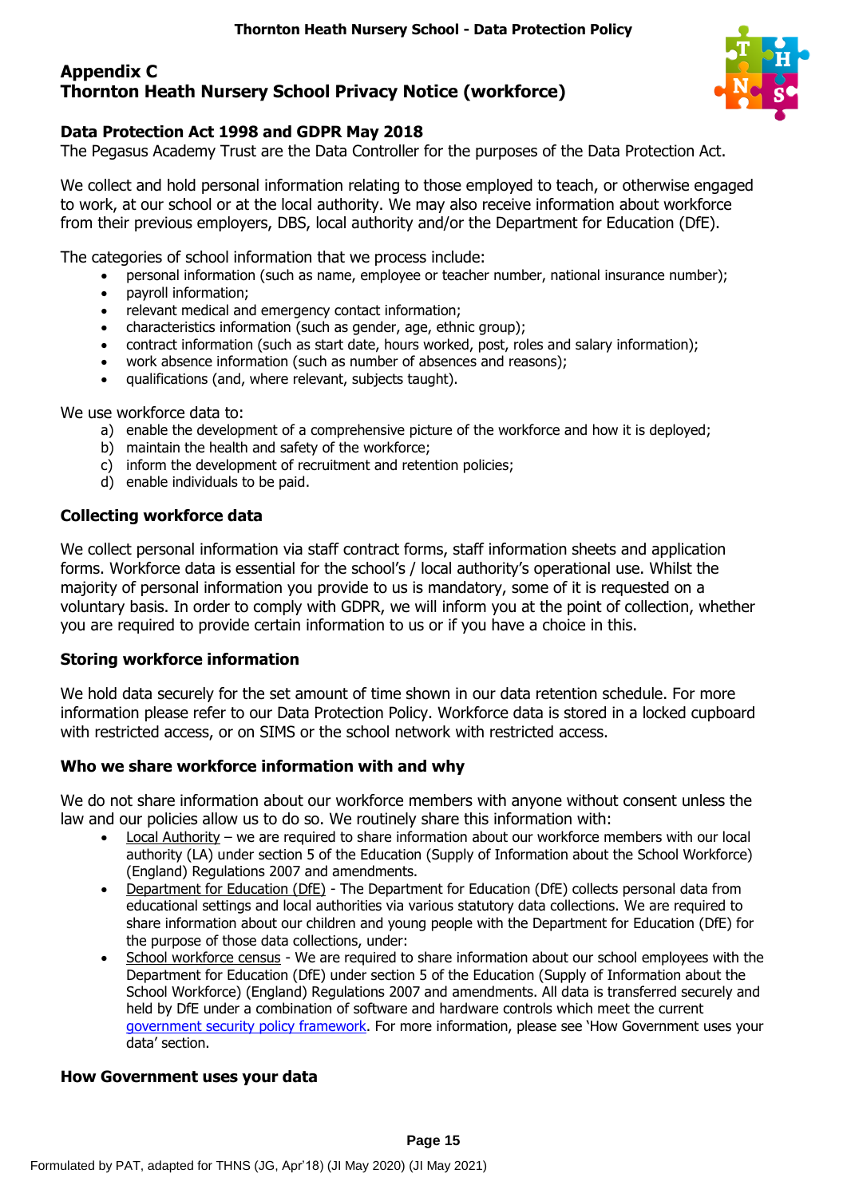## Appendix C
## Thornton Heath Nursery School Privacy Notice (workforce)

### Data Protection Act 1998 and GDPR May 2018

The Pegasus Academy Trust are the Data Controller for the purposes of the Data Protection Act.

We collect and hold personal information relating to those employed to teach, or otherwise engaged to work, at our school or at the local authority. We may also receive information about workforce from their previous employers, DBS, local authority and/or the Department for Education (DfE).

The categories of school information that we process include:

- personal information (such as name, employee or teacher number, national insurance number);
- payroll information;
- relevant medical and emergency contact information;
- characteristics information (such as gender, age, ethnic group);
- contract information (such as start date, hours worked, post, roles and salary information);
- work absence information (such as number of absences and reasons);
- qualifications (and, where relevant, subjects taught).

We use workforce data to:

a) enable the development of a comprehensive picture of the workforce and how it is deployed;
b) maintain the health and safety of the workforce;
c) inform the development of recruitment and retention policies;
d) enable individuals to be paid.

### Collecting workforce data

We collect personal information via staff contract forms, staff information sheets and application forms. Workforce data is essential for the school's / local authority's operational use. Whilst the majority of personal information you provide to us is mandatory, some of it is requested on a voluntary basis. In order to comply with GDPR, we will inform you at the point of collection, whether you are required to provide certain information to us or if you have a choice in this.

### Storing workforce information

We hold data securely for the set amount of time shown in our data retention schedule. For more information please refer to our Data Protection Policy. Workforce data is stored in a locked cupboard with restricted access, or on SIMS or the school network with restricted access.

### Who we share workforce information with and why

We do not share information about our workforce members with anyone without consent unless the law and our policies allow us to do so. We routinely share this information with:

- Local Authority – we are required to share information about our workforce members with our local authority (LA) under section 5 of the Education (Supply of Information about the School Workforce) (England) Regulations 2007 and amendments.
- Department for Education (DfE) - The Department for Education (DfE) collects personal data from educational settings and local authorities via various statutory data collections. We are required to share information about our children and young people with the Department for Education (DfE) for the purpose of those data collections, under:
- School workforce census - We are required to share information about our school employees with the Department for Education (DfE) under section 5 of the Education (Supply of Information about the School Workforce) (England) Regulations 2007 and amendments. All data is transferred securely and held by DfE under a combination of software and hardware controls which meet the current government security policy framework. For more information, please see 'How Government uses your data' section.

### How Government uses your data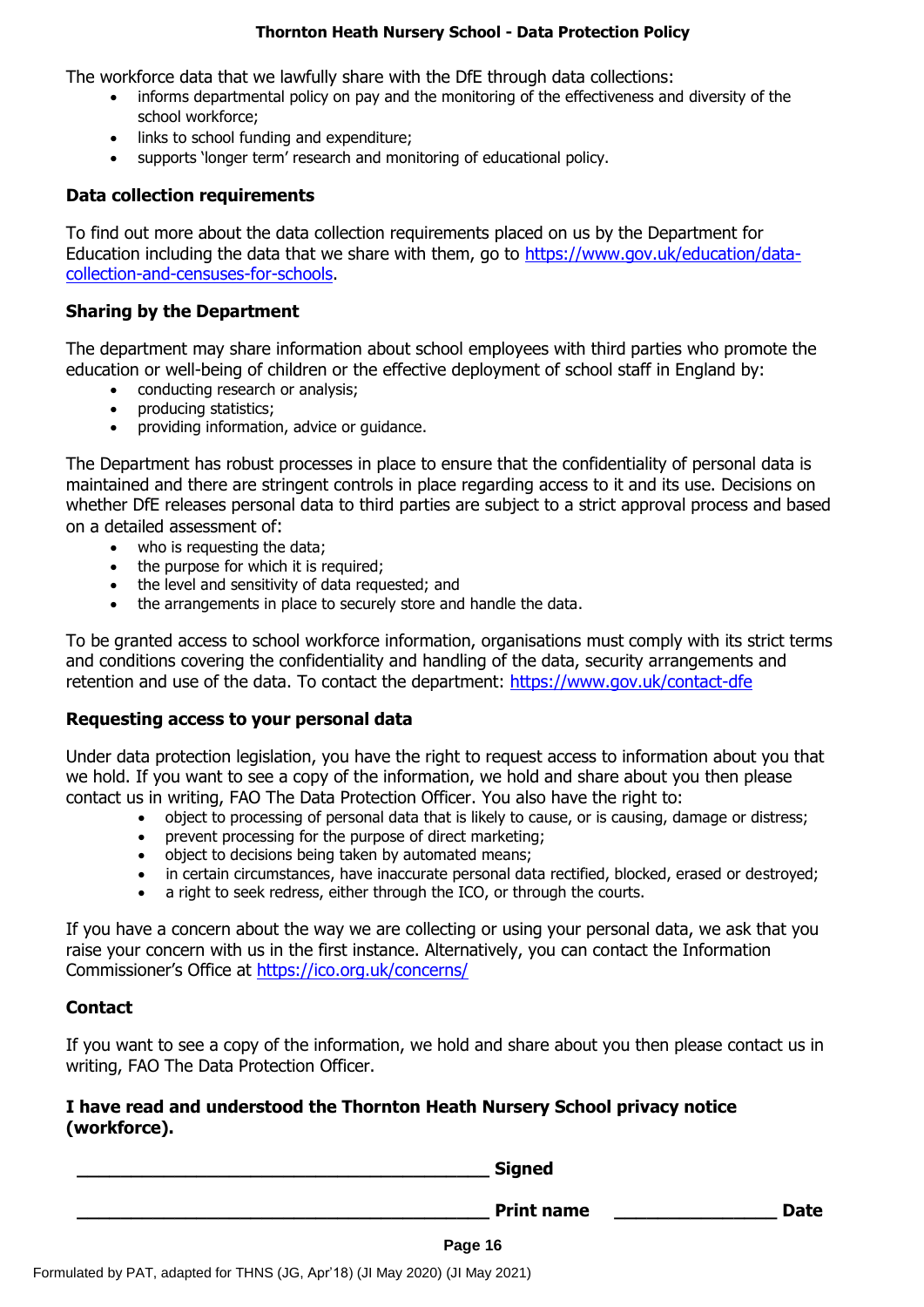The workforce data that we lawfully share with the DfE through data collections:

- informs departmental policy on pay and the monitoring of the effectiveness and diversity of the school workforce;
- links to school funding and expenditure;
- supports 'longer term' research and monitoring of educational policy.

**Data collection requirements**

To find out more about the data collection requirements placed on us by the Department for Education including the data that we share with them, go to https://www.gov.uk/education/data-collection-and-censuses-for-schools.

**Sharing by the Department**

The department may share information about school employees with third parties who promote the education or well-being of children or the effective deployment of school staff in England by:

- conducting research or analysis;
- producing statistics;
- providing information, advice or guidance.

The Department has robust processes in place to ensure that the confidentiality of personal data is maintained and there are stringent controls in place regarding access to it and its use. Decisions on whether DfE releases personal data to third parties are subject to a strict approval process and based on a detailed assessment of:

- who is requesting the data;
- the purpose for which it is required;
- the level and sensitivity of data requested; and
- the arrangements in place to securely store and handle the data.

To be granted access to school workforce information, organisations must comply with its strict terms and conditions covering the confidentiality and handling of the data, security arrangements and retention and use of the data. To contact the department: https://www.gov.uk/contact-dfe

**Requesting access to your personal data**

Under data protection legislation, you have the right to request access to information about you that we hold. If you want to see a copy of the information, we hold and share about you then please contact us in writing, FAO The Data Protection Officer. You also have the right to:

- object to processing of personal data that is likely to cause, or is causing, damage or distress;
- prevent processing for the purpose of direct marketing;
- object to decisions being taken by automated means;
- in certain circumstances, have inaccurate personal data rectified, blocked, erased or destroyed;
- a right to seek redress, either through the ICO, or through the courts.

If you have a concern about the way we are collecting or using your personal data, we ask that you raise your concern with us in the first instance. Alternatively, you can contact the Information Commissioner's Office at https://ico.org.uk/concerns/

**Contact**

If you want to see a copy of the information, we hold and share about you then please contact us in writing, FAO The Data Protection Officer.

**I have read and understood the Thornton Heath Nursery School privacy notice (workforce).**

\_\_\_\_\_\_\_\_\_\_\_\_\_\_\_\_\_\_\_\_\_\_\_\_\_\_\_\_\_\_\_\_\_\_\_\_\_\_\_\_ **Signed**

\_\_\_\_\_\_\_\_\_\_\_\_\_\_\_\_\_\_\_\_\_\_\_\_\_\_\_\_\_\_\_\_\_\_\_\_\_\_\_\_ **Print name** \_\_\_\_\_\_\_\_\_\_\_\_\_\_\_\_ **Date**

Formulated by PAT, adapted for THNS (JG, Apr'18) (JI May 2020) (JI May 2021)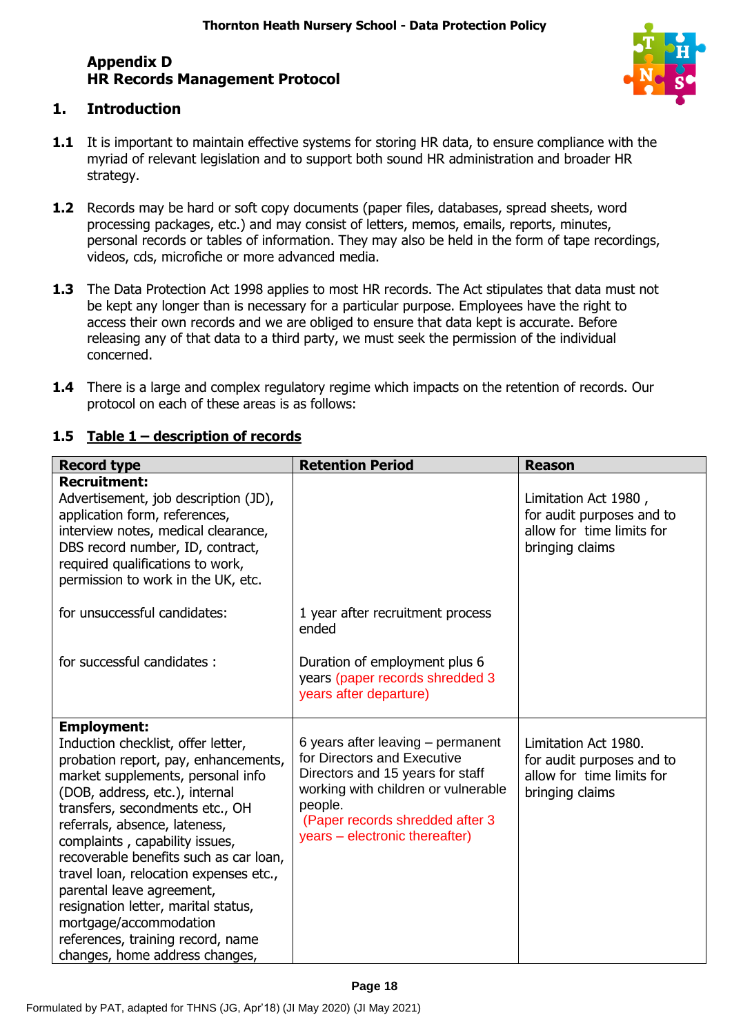## Appendix D
## HR Records Management Protocol

### 1. Introduction

**1.1** It is important to maintain effective systems for storing HR data, to ensure compliance with the myriad of relevant legislation and to support both sound HR administration and broader HR strategy.

**1.2** Records may be hard or soft copy documents (paper files, databases, spread sheets, word processing packages, etc.) and may consist of letters, memos, emails, reports, minutes, personal records or tables of information. They may also be held in the form of tape recordings, videos, cds, microfiche or more advanced media.

**1.3** The Data Protection Act 1998 applies to most HR records. The Act stipulates that data must not be kept any longer than is necessary for a particular purpose. Employees have the right to access their own records and we are obliged to ensure that data kept is accurate. Before releasing any of that data to a third party, we must seek the permission of the individual concerned.

**1.4** There is a large and complex regulatory regime which impacts on the retention of records. Our protocol on each of these areas is as follows:

**1.5** **Table 1 – description of records**

| Record type | Retention Period | Reason |
|---|---|---|
| **Recruitment:**<br>Advertisement, job description (JD), application form, references, interview notes, medical clearance, DBS record number, ID, contract, required qualifications to work, permission to work in the UK, etc. | | Limitation Act 1980 , for audit purposes and to allow for time limits for bringing claims |
| for unsuccessful candidates: | 1 year after recruitment process ended | |
| for successful candidates : | Duration of employment plus 6 years (paper records shredded 3 years after departure) | |
| **Employment:**<br>Induction checklist, offer letter, probation report, pay, enhancements, market supplements, personal info (DOB, address, etc.), internal transfers, secondments etc., OH referrals, absence, lateness, complaints , capability issues, recoverable benefits such as car loan, travel loan, relocation expenses etc., parental leave agreement, resignation letter, marital status, mortgage/accommodation references, training record, name changes, home address changes, | 6 years after leaving – permanent for Directors and Executive Directors and 15 years for staff working with children or vulnerable people.<br>(Paper records shredded after 3 years – electronic thereafter) | Limitation Act 1980. for audit purposes and to allow for time limits for bringing claims |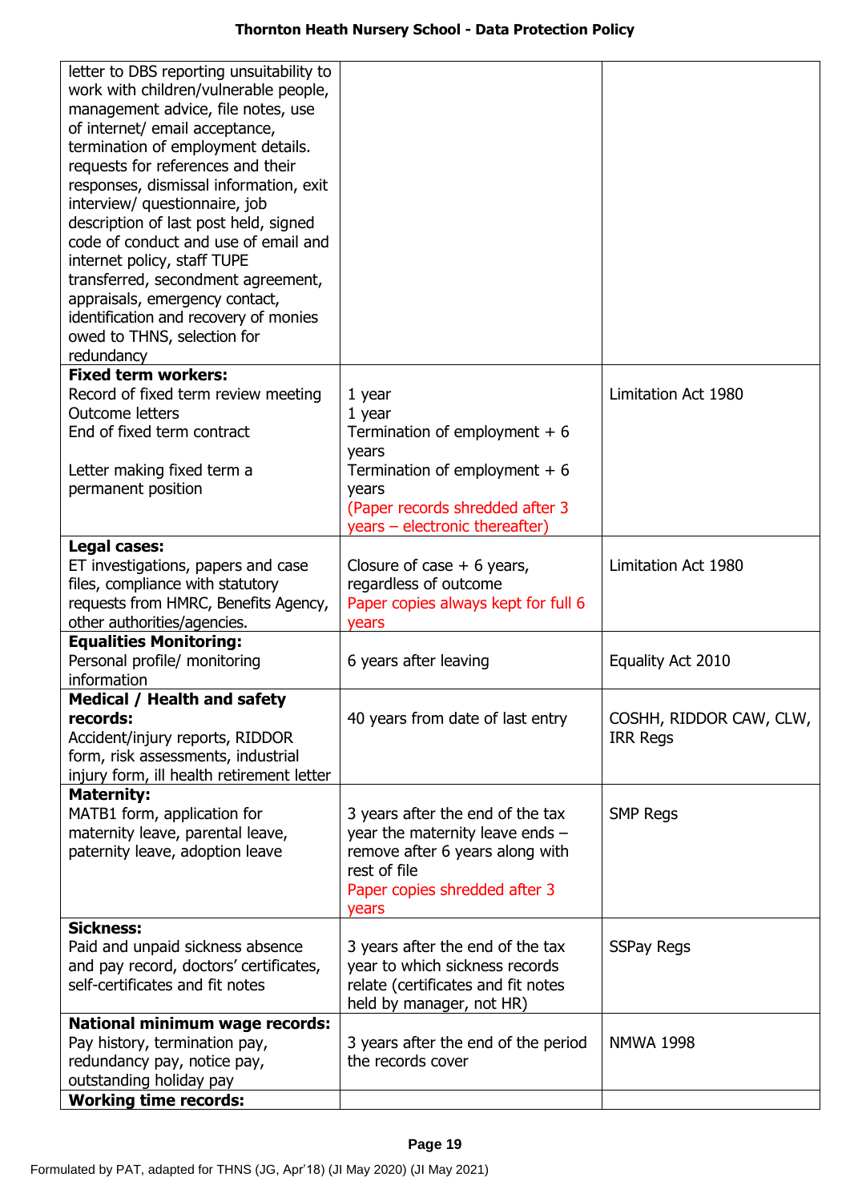| | | |
|---|---|---|
| letter to DBS reporting unsuitability to work with children/vulnerable people, management advice, file notes, use of internet/ email acceptance, termination of employment details. requests for references and their responses, dismissal information, exit interview/ questionnaire, job description of last post held, signed code of conduct and use of email and internet policy, staff TUPE transferred, secondment agreement, appraisals, emergency contact, identification and recovery of monies owed to THNS, selection for redundancy | | |
| **Fixed term workers:**<br>Record of fixed term review meeting<br>Outcome letters<br>End of fixed term contract<br><br>Letter making fixed term a permanent position | 1 year<br>1 year<br>Termination of employment + 6 years<br>Termination of employment + 6 years<br>(Paper records shredded after 3 years – electronic thereafter) | Limitation Act 1980 |
| **Legal cases:**<br>ET investigations, papers and case files, compliance with statutory requests from HMRC, Benefits Agency, other authorities/agencies. | Closure of case + 6 years, regardless of outcome<br>Paper copies always kept for full 6 years | Limitation Act 1980 |
| **Equalities Monitoring:**<br>Personal profile/ monitoring information | 6 years after leaving | Equality Act 2010 |
| **Medical / Health and safety records:**<br>Accident/injury reports, RIDDOR form, risk assessments, industrial injury form, ill health retirement letter | 40 years from date of last entry | COSHH, RIDDOR CAW, CLW, IRR Regs |
| **Maternity:**<br>MATB1 form, application for maternity leave, parental leave, paternity leave, adoption leave | 3 years after the end of the tax year the maternity leave ends – remove after 6 years along with rest of file<br>Paper copies shredded after 3 years | SMP Regs |
| **Sickness:**<br>Paid and unpaid sickness absence and pay record, doctors' certificates, self-certificates and fit notes | 3 years after the end of the tax year to which sickness records relate (certificates and fit notes held by manager, not HR) | SSPay Regs |
| **National minimum wage records:**<br>Pay history, termination pay, redundancy pay, notice pay, outstanding holiday pay | 3 years after the end of the period the records cover | NMWA 1998 |
| **Working time records:** | | |

Formulated by PAT, adapted for THNS (JG, Apr'18) (JI May 2020) (JI May 2021)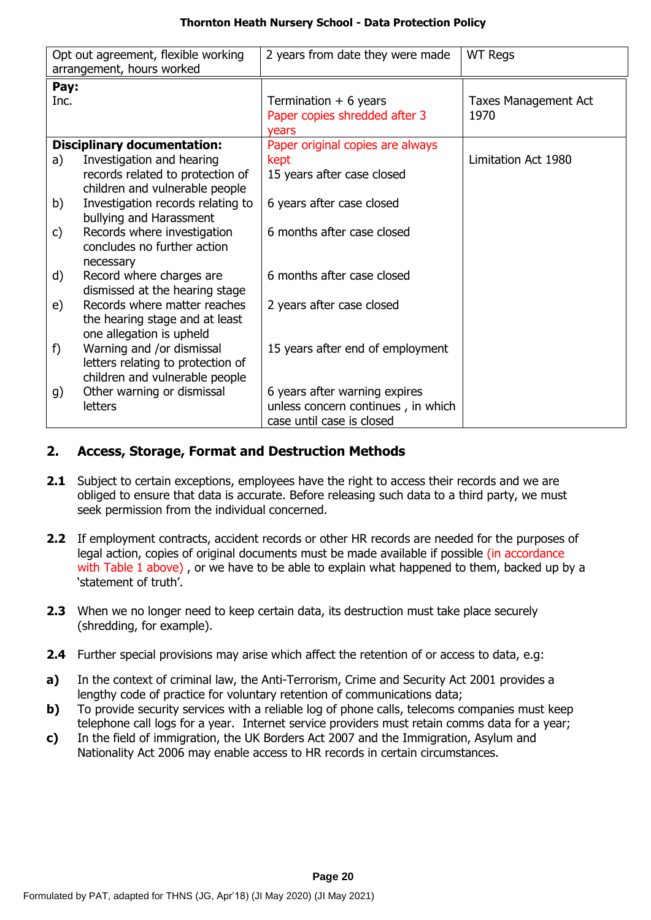| | | |
|---|---|---|
| Opt out agreement, flexible working arrangement, hours worked | 2 years from date they were made | WT Regs |
| **Pay:**<br>Inc. | Termination + 6 years<br>Paper copies shredded after 3 years | Taxes Management Act 1970 |
| **Disciplinary documentation:** | Paper original copies are always kept | |
| a) Investigation and hearing records related to protection of children and vulnerable people | 15 years after case closed | Limitation Act 1980 |
| b) Investigation records relating to bullying and Harassment | 6 years after case closed | |
| c) Records where investigation concludes no further action necessary | 6 months after case closed | |
| d) Record where charges are dismissed at the hearing stage | 6 months after case closed | |
| e) Records where matter reaches the hearing stage and at least one allegation is upheld | 2 years after case closed | |
| f) Warning and /or dismissal letters relating to protection of children and vulnerable people | 15 years after end of employment | |
| g) Other warning or dismissal letters | 6 years after warning expires unless concern continues , in which case until case is closed | |

## 2. Access, Storage, Format and Destruction Methods

**2.1** Subject to certain exceptions, employees have the right to access their records and we are obliged to ensure that data is accurate. Before releasing such data to a third party, we must seek permission from the individual concerned.

**2.2** If employment contracts, accident records or other HR records are needed for the purposes of legal action, copies of original documents must be made available if possible (in accordance with Table 1 above) , or we have to be able to explain what happened to them, backed up by a 'statement of truth'.

**2.3** When we no longer need to keep certain data, its destruction must take place securely (shredding, for example).

**2.4** Further special provisions may arise which affect the retention of or access to data, e.g:

**a)** In the context of criminal law, the Anti-Terrorism, Crime and Security Act 2001 provides a lengthy code of practice for voluntary retention of communications data;

**b)** To provide security services with a reliable log of phone calls, telecoms companies must keep telephone call logs for a year. Internet service providers must retain comms data for a year;

**c)** In the field of immigration, the UK Borders Act 2007 and the Immigration, Asylum and Nationality Act 2006 may enable access to HR records in certain circumstances.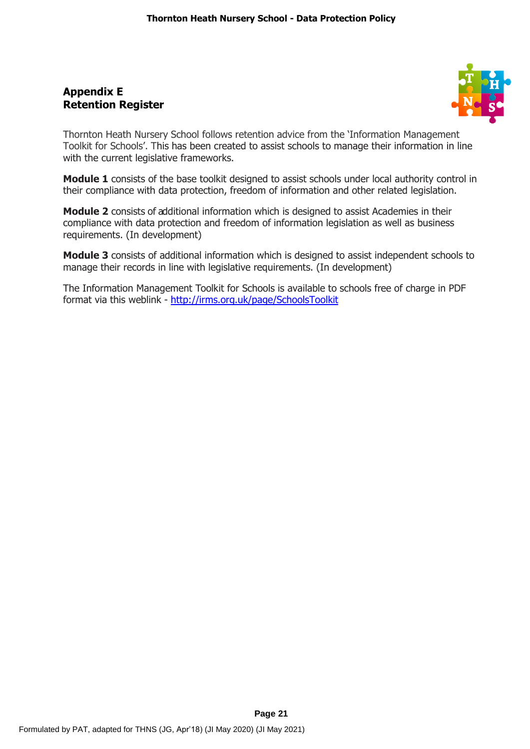**Appendix E**
**Retention Register**

Thornton Heath Nursery School follows retention advice from the 'Information Management Toolkit for Schools'. This has been created to assist schools to manage their information in line with the current legislative frameworks.

**Module 1** consists of the base toolkit designed to assist schools under local authority control in their compliance with data protection, freedom of information and other related legislation.

**Module 2** consists of additional information which is designed to assist Academies in their compliance with data protection and freedom of information legislation as well as business requirements. (In development)

**Module 3** consists of additional information which is designed to assist independent schools to manage their records in line with legislative requirements. (In development)

The Information Management Toolkit for Schools is available to schools free of charge in PDF format via this weblink - [http://irms.org.uk/page/SchoolsToolkit](http://irms.org.uk/page/SchoolsToolkit)

Formulated by PAT, adapted for THNS (JG, Apr'18) (JI May 2020) (JI May 2021)